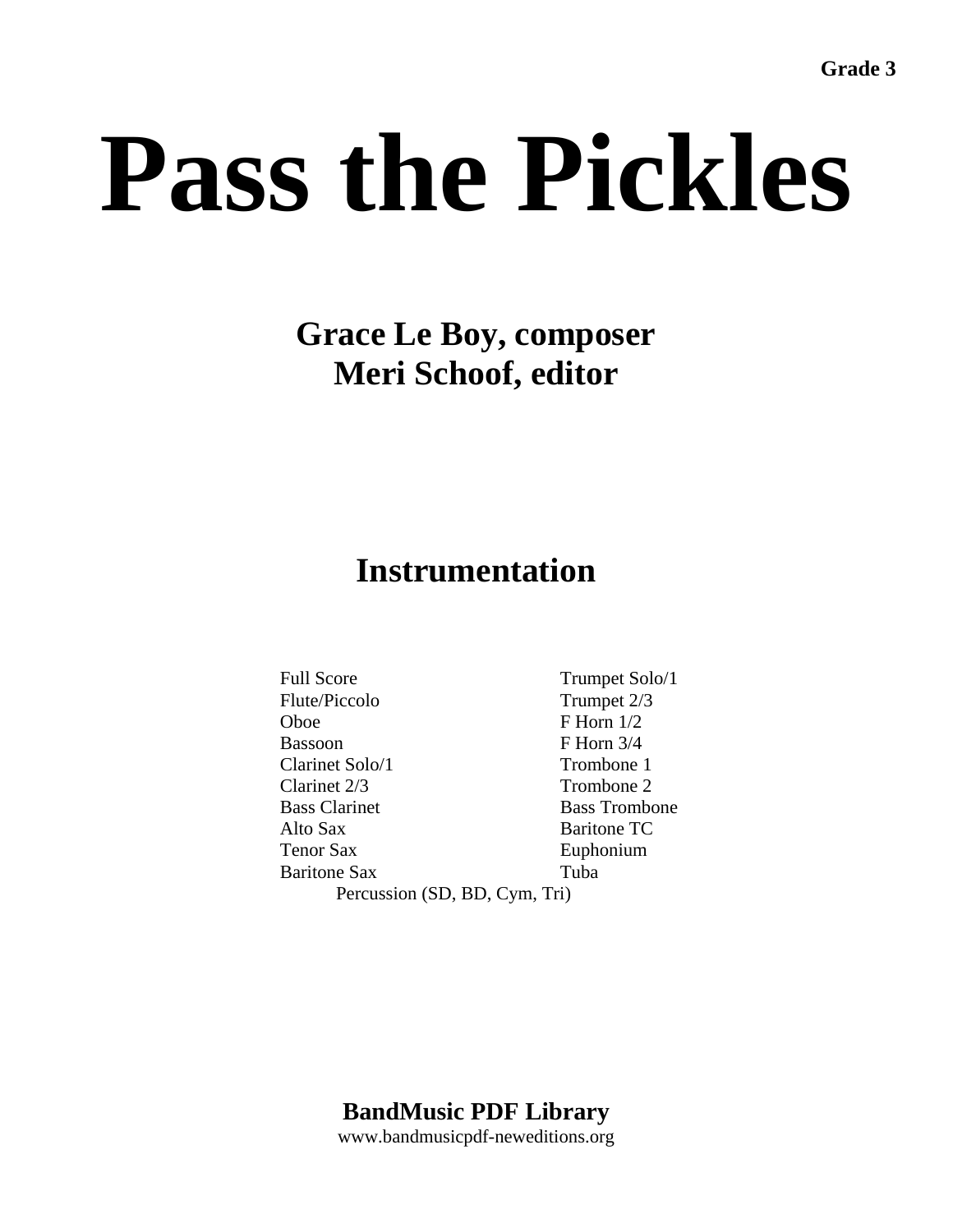**Grade 3**

# Pass the Pickles

## Grace Le Boy, composer
## Meri Schoof, editor

## Instrumentation

Full Score
Flute/Piccolo
Oboe
Bassoon
Clarinet Solo/1
Clarinet 2/3
Bass Clarinet
Alto Sax
Tenor Sax
Baritone Sax
Trumpet Solo/1
Trumpet 2/3
F Horn 1/2
F Horn 3/4
Trombone 1
Trombone 2
Bass Trombone
Baritone TC
Euphonium
Tuba
Percussion (SD, BD, Cym, Tri)

**BandMusic PDF Library**
www.bandmusicpdf-neweditions.org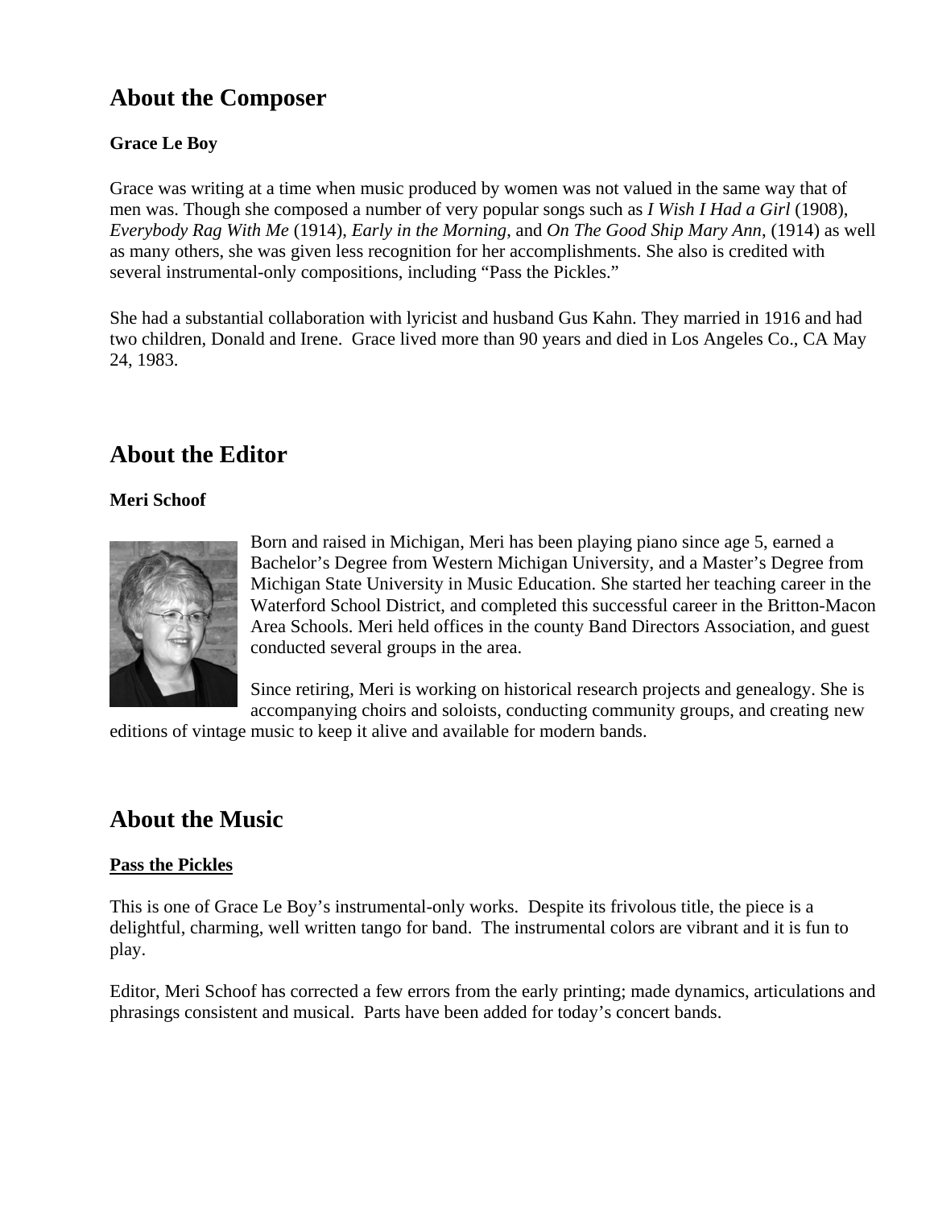## About the Composer

**Grace Le Boy**

Grace was writing at a time when music produced by women was not valued in the same way that of men was. Though she composed a number of very popular songs such as *I Wish I Had a Girl* (1908), *Everybody Rag With Me* (1914), *Early in the Morning*, and *On The Good Ship Mary Ann*, (1914) as well as many others, she was given less recognition for her accomplishments. She also is credited with several instrumental-only compositions, including "Pass the Pickles."

She had a substantial collaboration with lyricist and husband Gus Kahn. They married in 1916 and had two children, Donald and Irene. Grace lived more than 90 years and died in Los Angeles Co., CA May 24, 1983.

## About the Editor

**Meri Schoof**

Born and raised in Michigan, Meri has been playing piano since age 5, earned a Bachelor's Degree from Western Michigan University, and a Master's Degree from Michigan State University in Music Education. She started her teaching career in the Waterford School District, and completed this successful career in the Britton-Macon Area Schools. Meri held offices in the county Band Directors Association, and guest conducted several groups in the area.

Since retiring, Meri is working on historical research projects and genealogy. She is accompanying choirs and soloists, conducting community groups, and creating new editions of vintage music to keep it alive and available for modern bands.

## About the Music

**<u>Pass the Pickles</u>**

This is one of Grace Le Boy's instrumental-only works. Despite its frivolous title, the piece is a delightful, charming, well written tango for band. The instrumental colors are vibrant and it is fun to play.

Editor, Meri Schoof has corrected a few errors from the early printing; made dynamics, articulations and phrasings consistent and musical. Parts have been added for today's concert bands.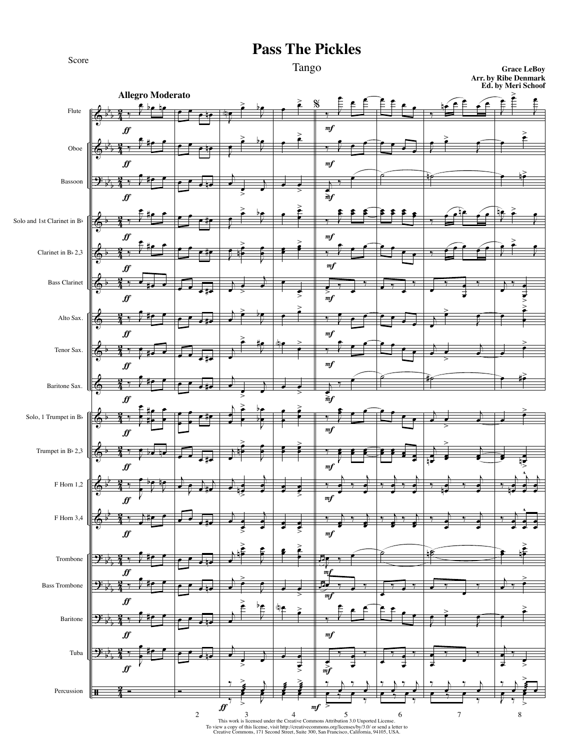Score

# Pass The Pickles

Tango

**Grace LeBoy**
**Arr. by Ribe Denmark**
**Ed. by Meri Schoof**

**Allegro Moderato**

Flute

Oboe

Bassoon

Solo and 1st Clarinet in B♭

Clarinet in B♭ 2,3

Bass Clarinet

Alto Sax.

Tenor Sax.

Baritone Sax.

Solo, 1 Trumpet in B♭

Trumpet in B♭ 2,3

F Horn 1,2

F Horn 3,4

Trombone

Bass Trombone

Baritone

Tuba

Percussion

This work is licensed under the Creative Commons Attribution 3.0 Unported License.
To view a copy of this license, visit http://creativecommons.org/licenses/by/3.0/ or send a letter to Creative Commons, 171 Second Street, Suite 300, San Francisco, California, 94105, USA.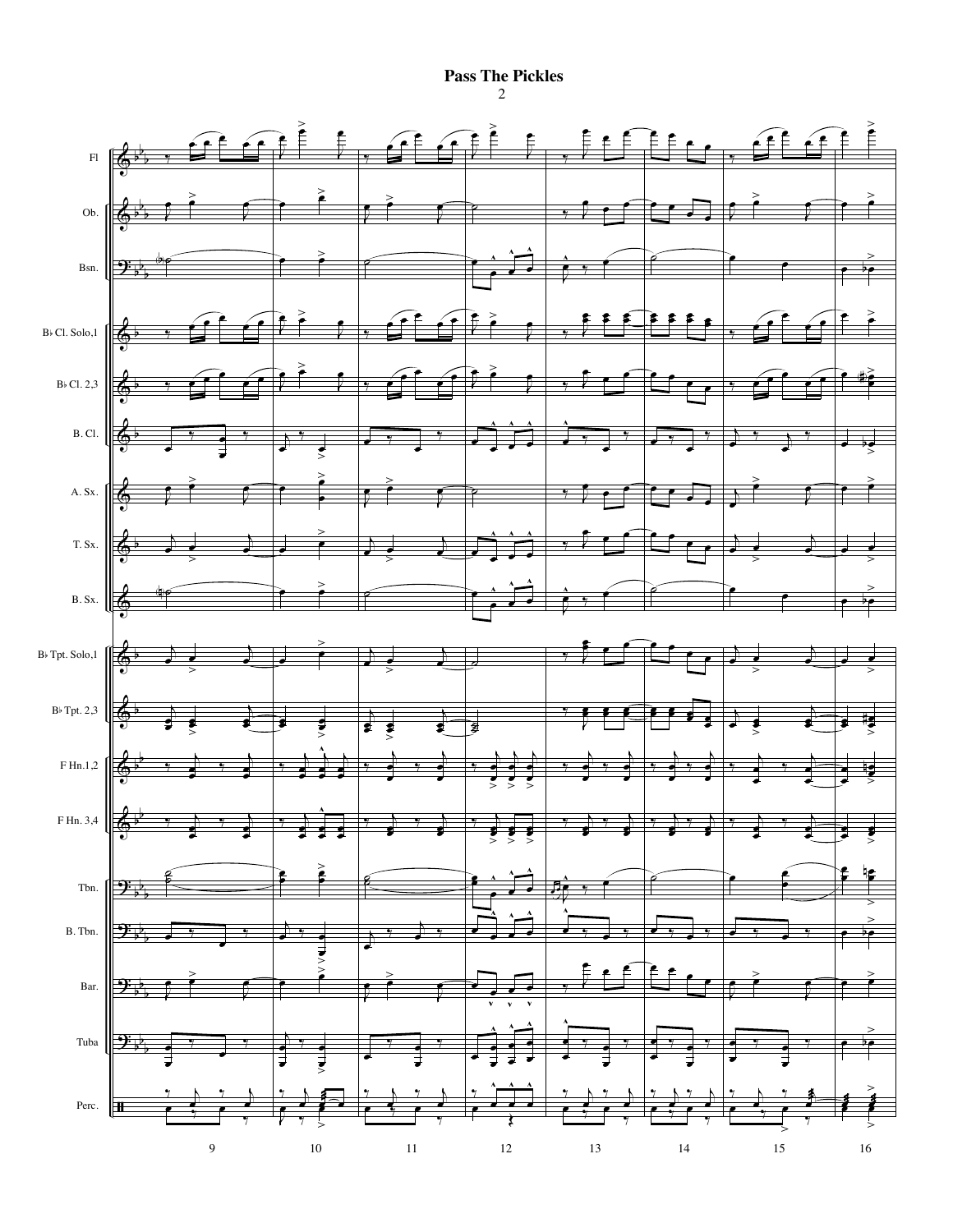# Pass The Pickles

Fl

Ob.

Bsn.

B♭ Cl. Solo,1

B♭ Cl. 2,3

B. Cl.

A. Sx.

T. Sx.

B. Sx.

B♭ Tpt. Solo,1

B♭ Tpt. 2,3

F Hn.1,2

F Hn. 3,4

Tbn.

B. Tbn.

Bar.

Tuba

Perc.

9 10 11 12 13 14 15 16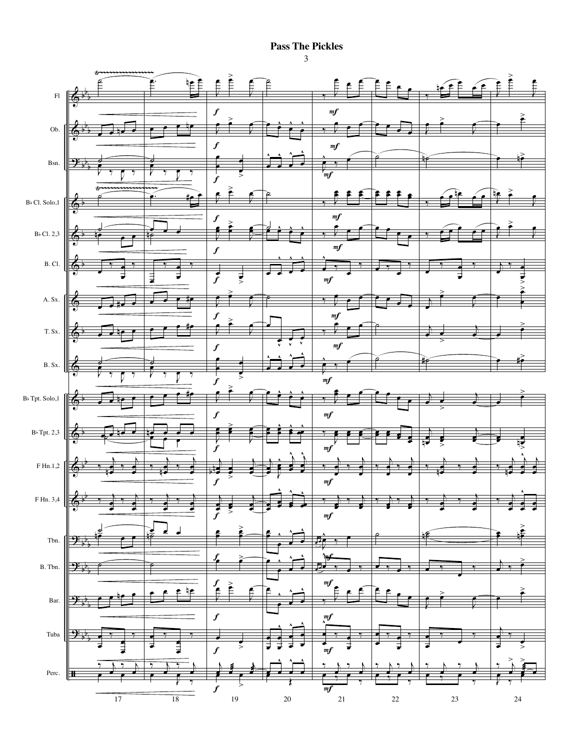# Pass The Pickles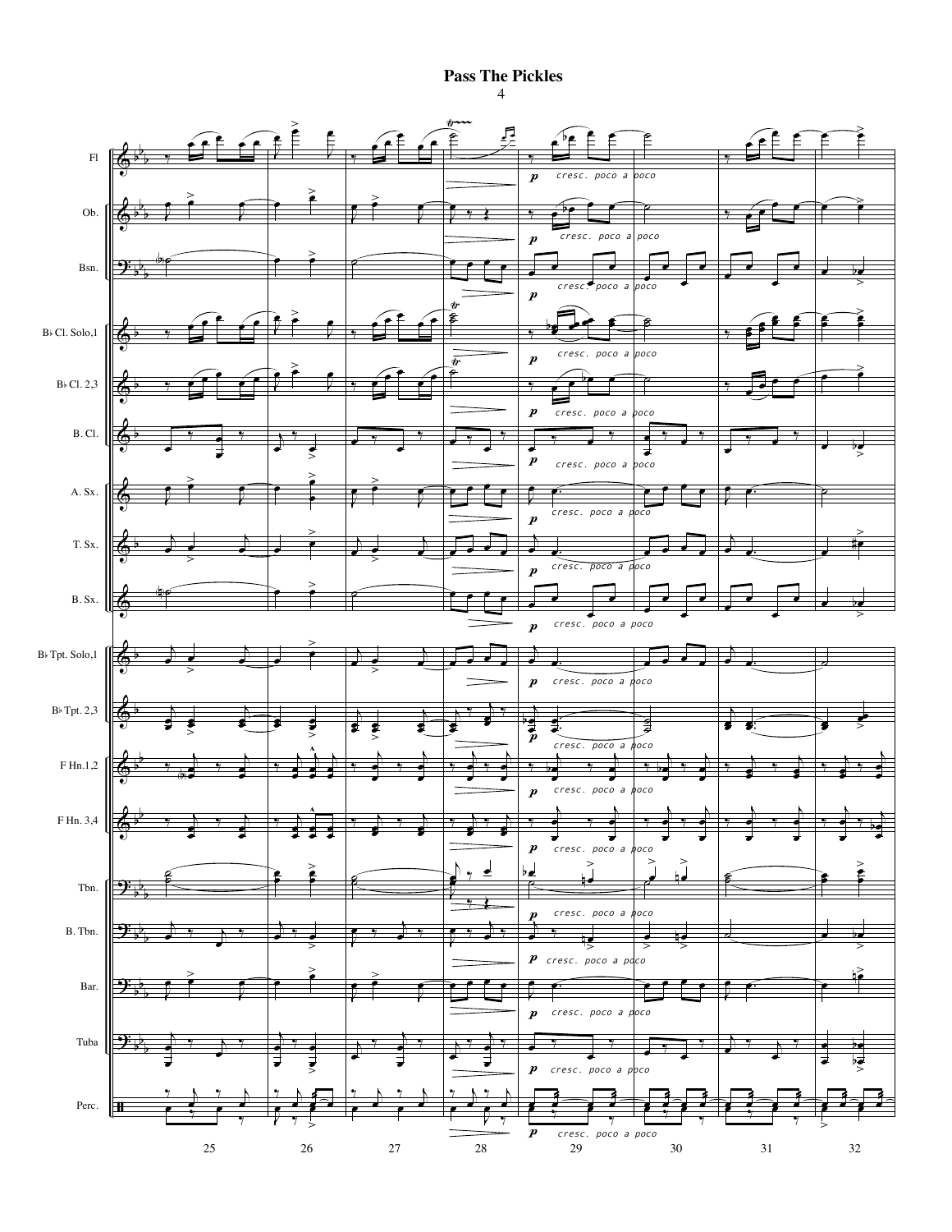# Pass The Pickles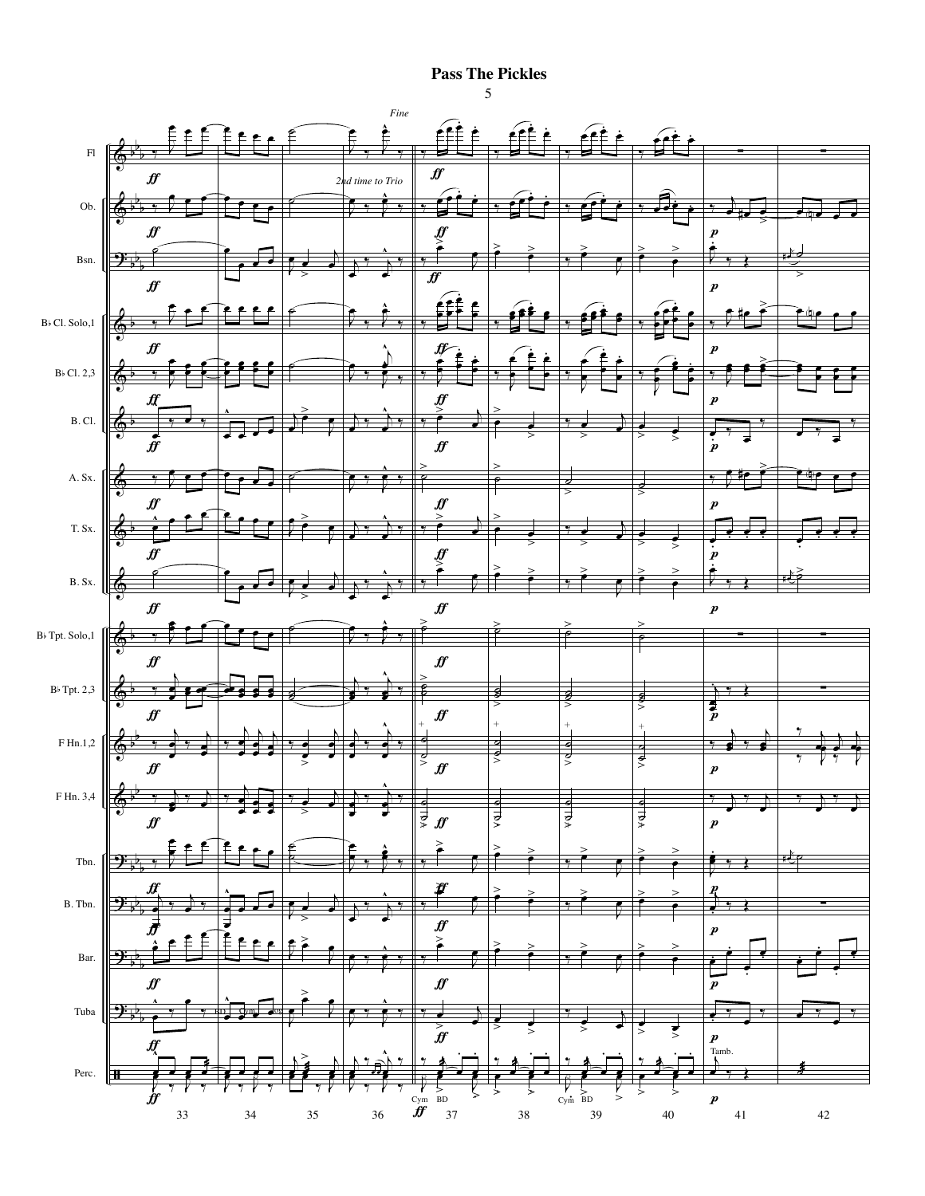# Pass The Pickles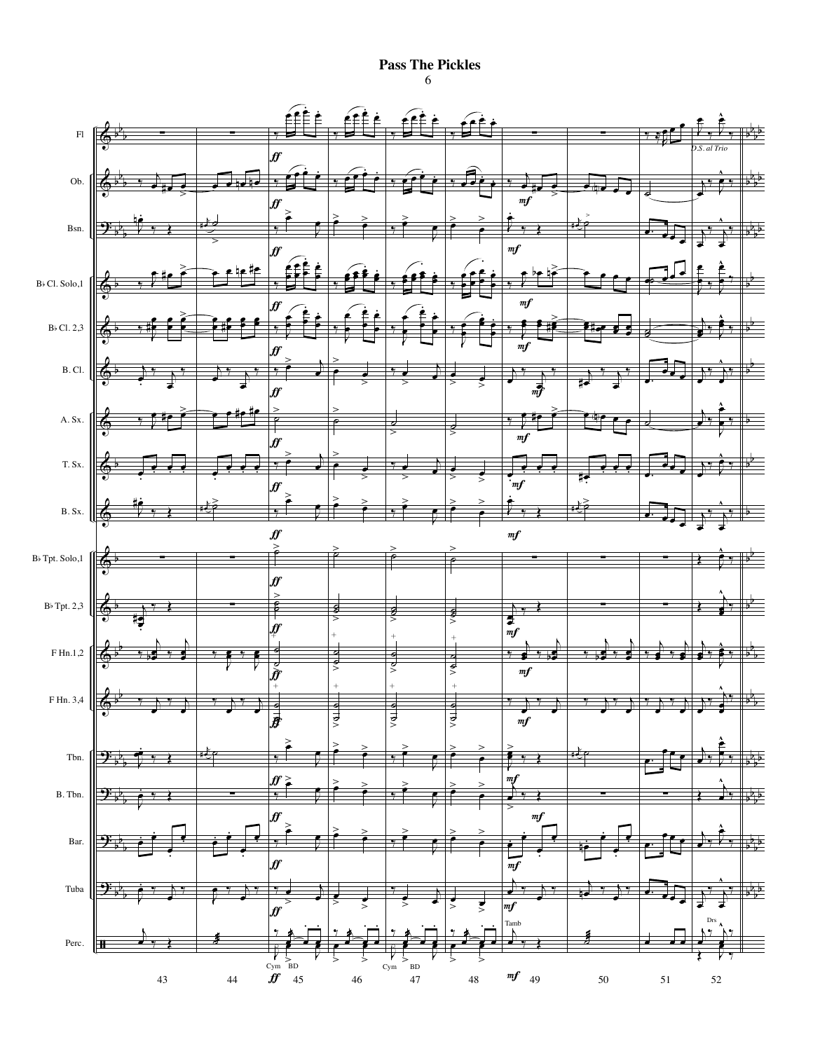# Pass The Pickles

6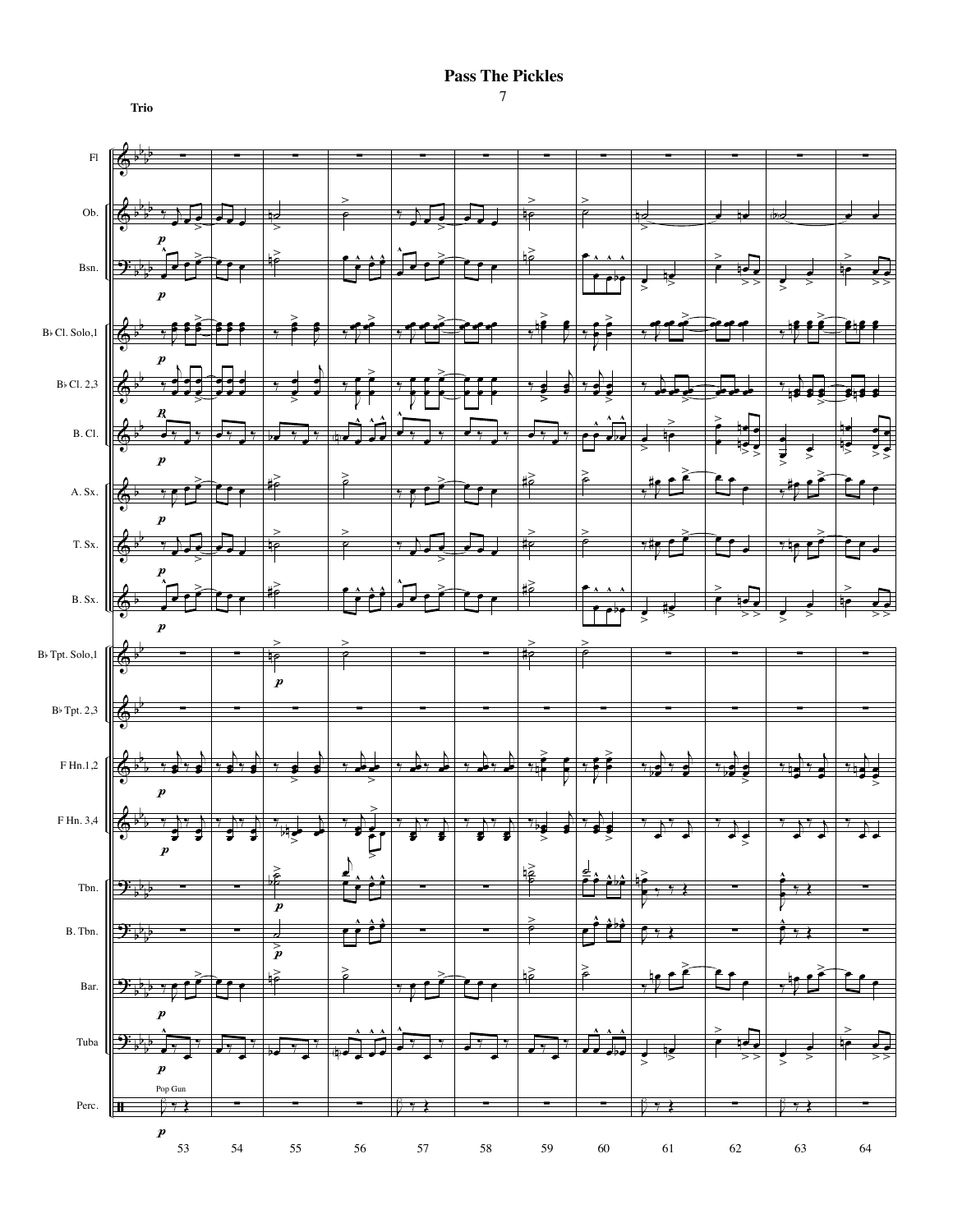# Pass The Pickles

**Trio**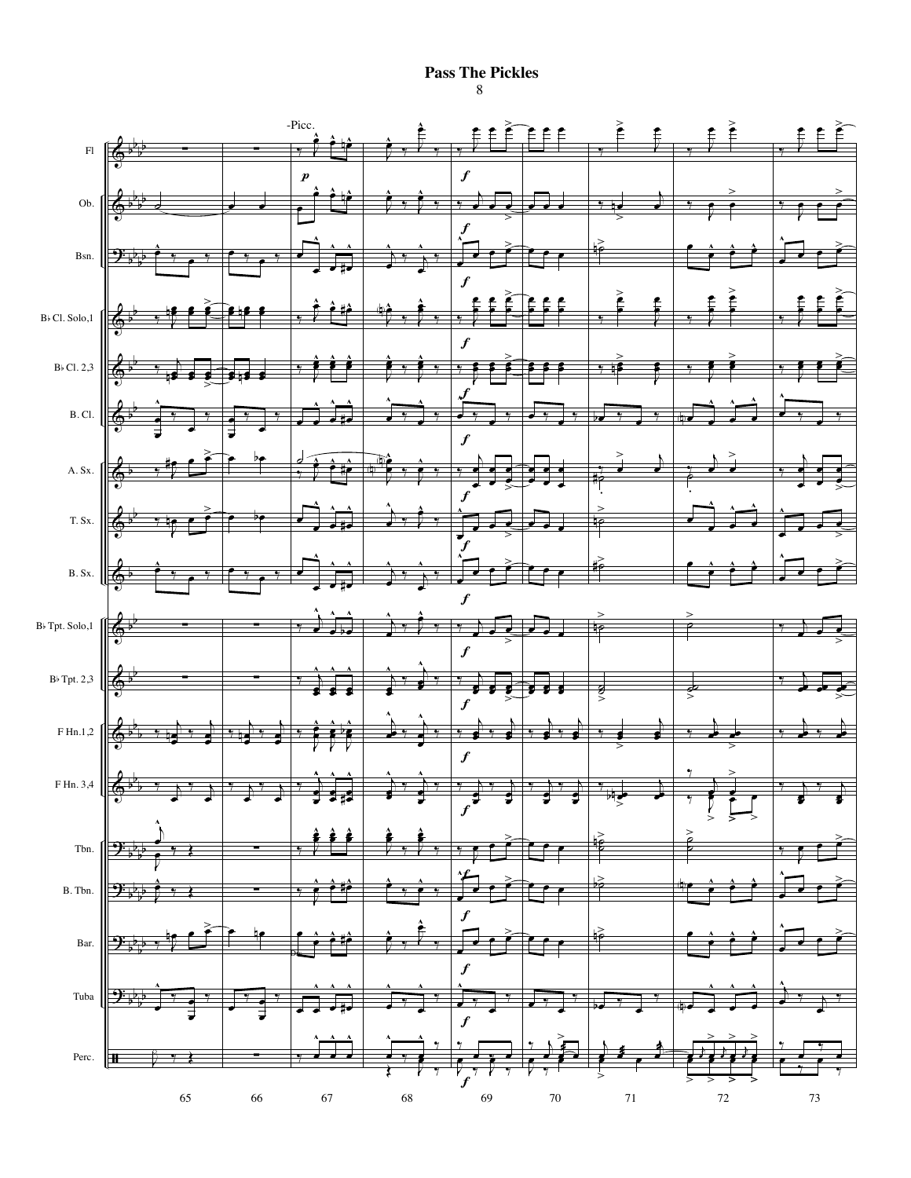# Pass The Pickles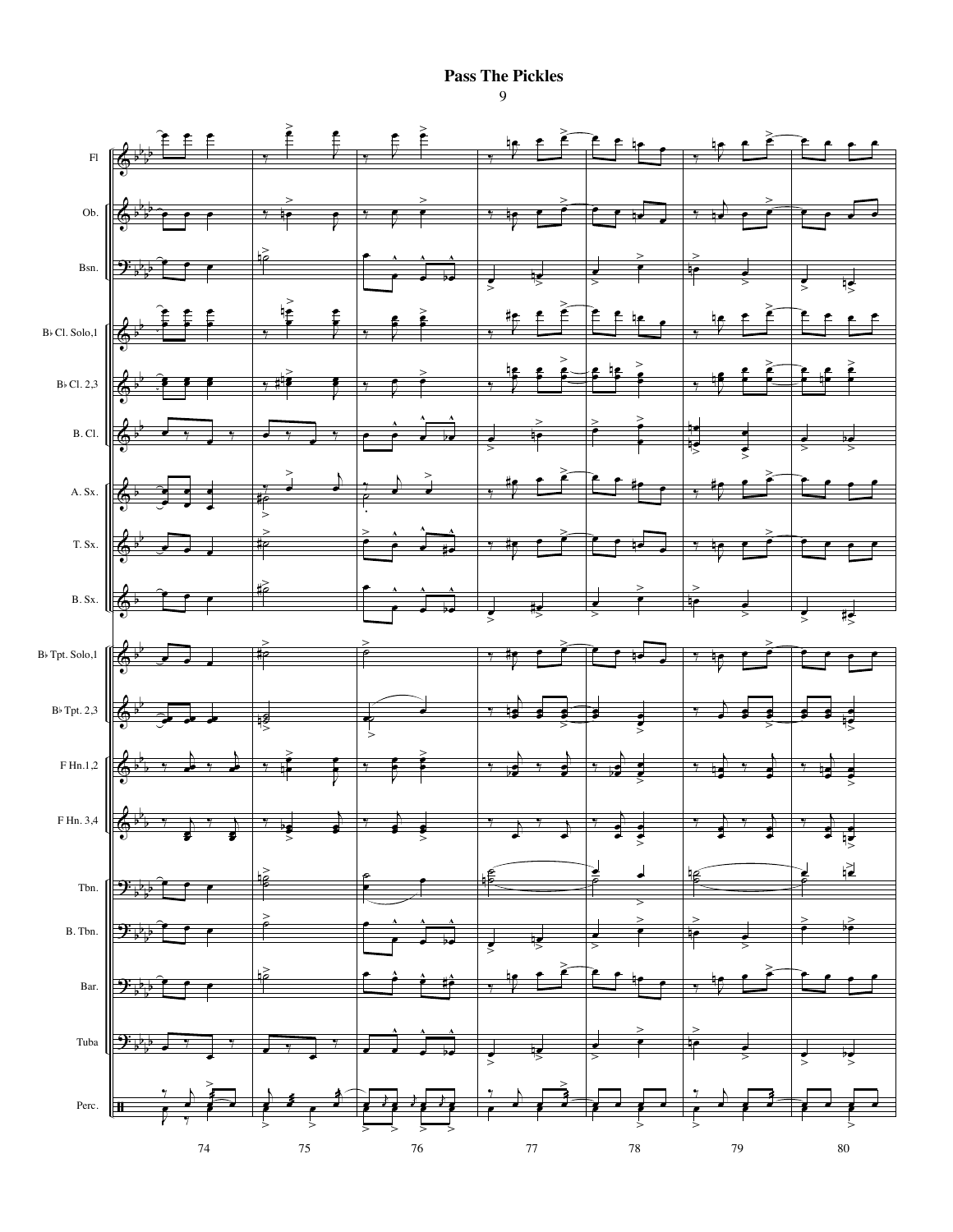# Pass The Pickles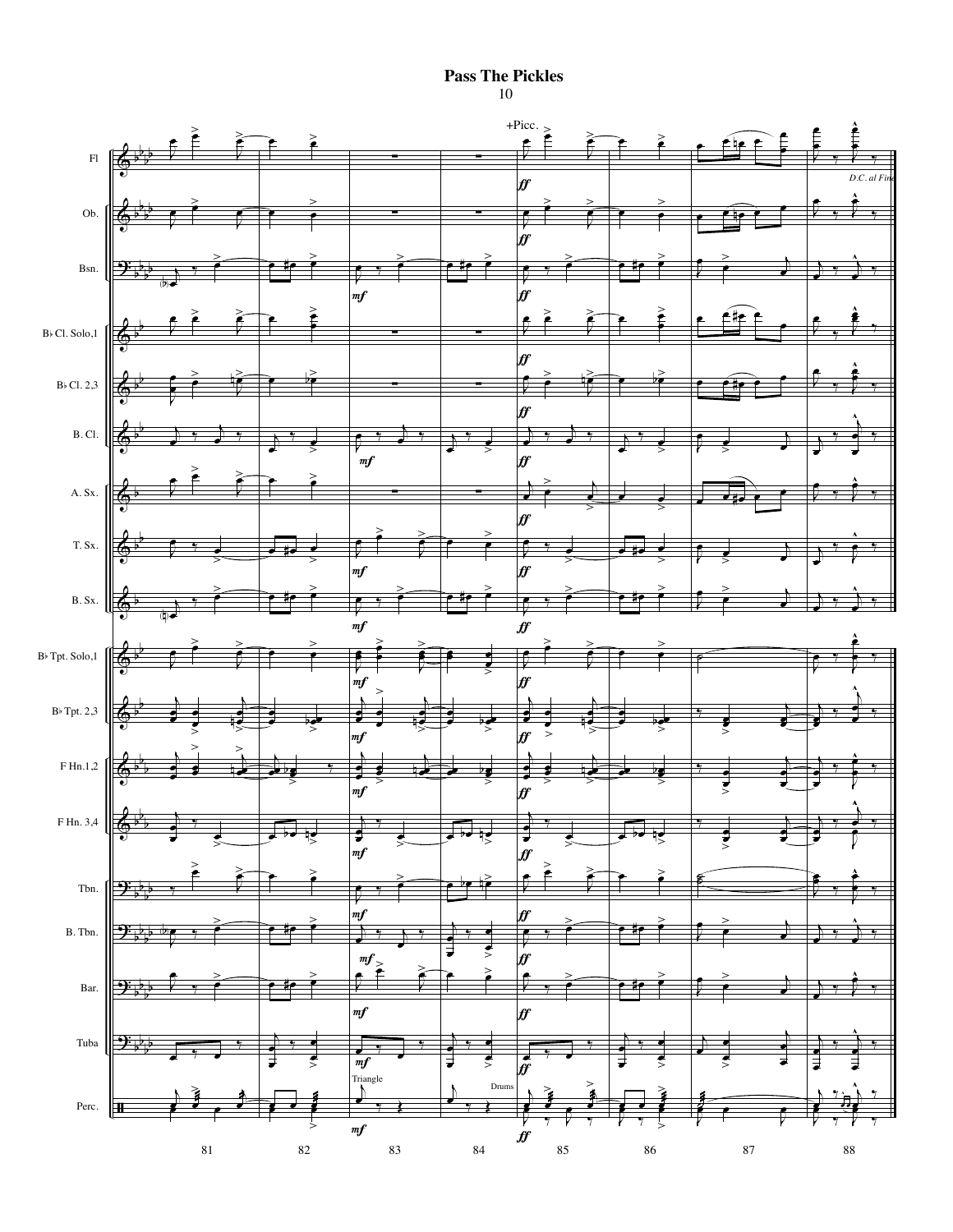# Pass The Pickles